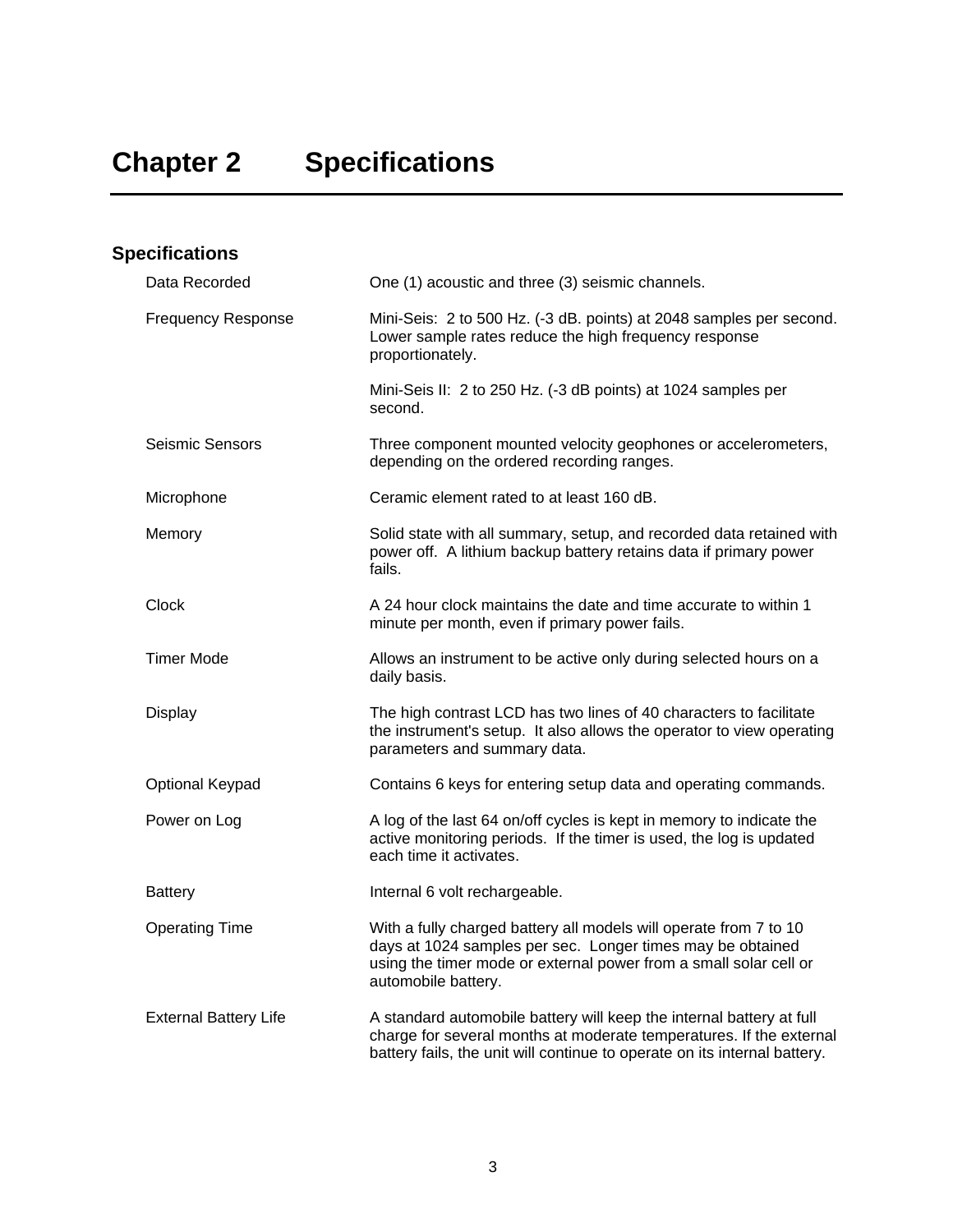# Chapter 2 Specifications

## Specifications

| | |
|---|---|
| Data Recorded | One (1) acoustic and three (3) seismic channels. |
| Frequency Response | Mini-Seis: 2 to 500 Hz. (-3 dB. points) at 2048 samples per second. Lower sample rates reduce the high frequency response proportionately.<br><br>Mini-Seis II: 2 to 250 Hz. (-3 dB points) at 1024 samples per second. |
| Seismic Sensors | Three component mounted velocity geophones or accelerometers, depending on the ordered recording ranges. |
| Microphone | Ceramic element rated to at least 160 dB. |
| Memory | Solid state with all summary, setup, and recorded data retained with power off. A lithium backup battery retains data if primary power fails. |
| Clock | A 24 hour clock maintains the date and time accurate to within 1 minute per month, even if primary power fails. |
| Timer Mode | Allows an instrument to be active only during selected hours on a daily basis. |
| Display | The high contrast LCD has two lines of 40 characters to facilitate the instrument's setup. It also allows the operator to view operating parameters and summary data. |
| Optional Keypad | Contains 6 keys for entering setup data and operating commands. |
| Power on Log | A log of the last 64 on/off cycles is kept in memory to indicate the active monitoring periods. If the timer is used, the log is updated each time it activates. |
| Battery | Internal 6 volt rechargeable. |
| Operating Time | With a fully charged battery all models will operate from 7 to 10 days at 1024 samples per sec. Longer times may be obtained using the timer mode or external power from a small solar cell or automobile battery. |
| External Battery Life | A standard automobile battery will keep the internal battery at full charge for several months at moderate temperatures. If the external battery fails, the unit will continue to operate on its internal battery. |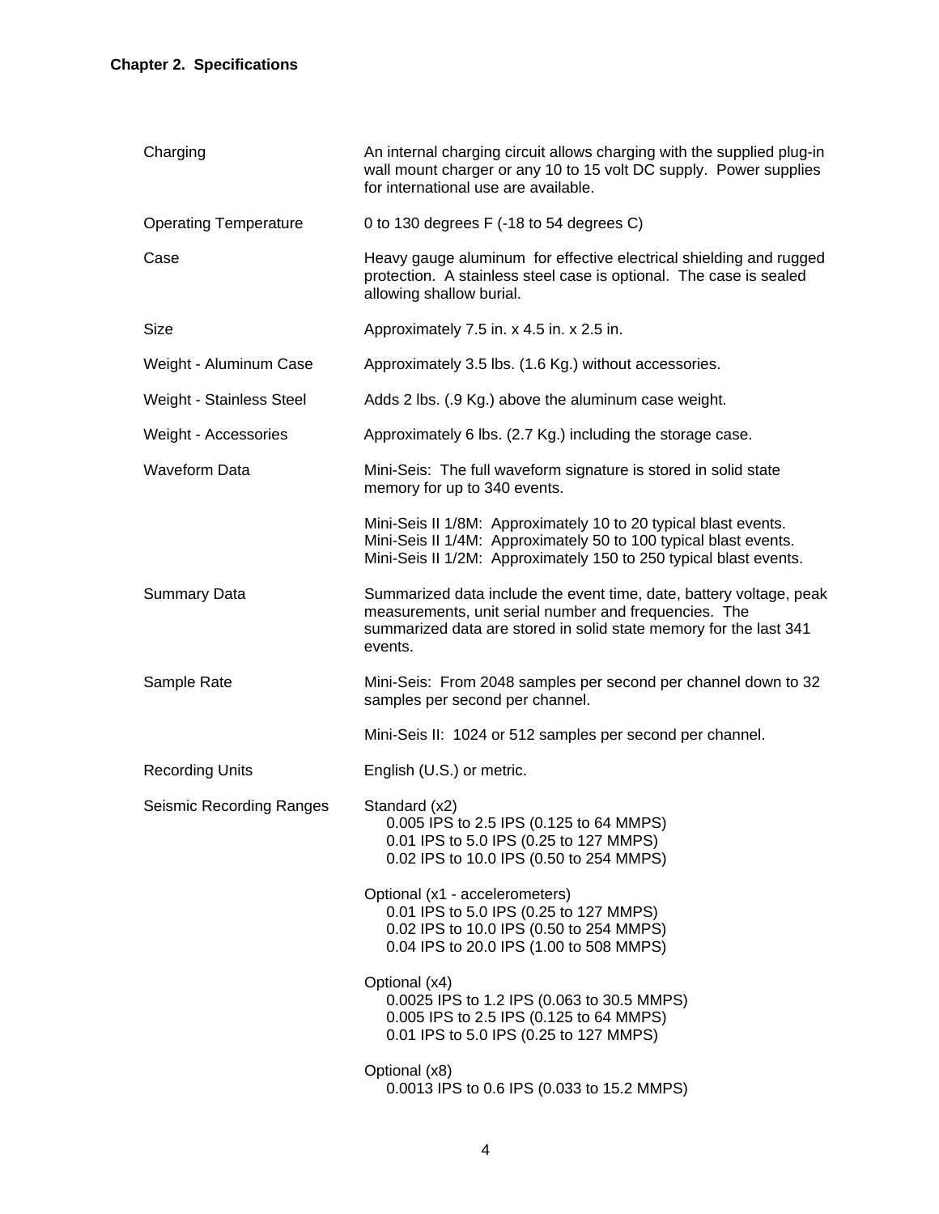## Chapter 2. Specifications

| | |
|---|---|
| Charging | An internal charging circuit allows charging with the supplied plug-in wall mount charger or any 10 to 15 volt DC supply. Power supplies for international use are available. |
| Operating Temperature | 0 to 130 degrees F (-18 to 54 degrees C) |
| Case | Heavy gauge aluminum for effective electrical shielding and rugged protection. A stainless steel case is optional. The case is sealed allowing shallow burial. |
| Size | Approximately 7.5 in. x 4.5 in. x 2.5 in. |
| Weight - Aluminum Case | Approximately 3.5 lbs. (1.6 Kg.) without accessories. |
| Weight - Stainless Steel | Adds 2 lbs. (.9 Kg.) above the aluminum case weight. |
| Weight - Accessories | Approximately 6 lbs. (2.7 Kg.) including the storage case. |
| Waveform Data | Mini-Seis: The full waveform signature is stored in solid state memory for up to 340 events.<br><br>Mini-Seis II 1/8M: Approximately 10 to 20 typical blast events.<br>Mini-Seis II 1/4M: Approximately 50 to 100 typical blast events.<br>Mini-Seis II 1/2M: Approximately 150 to 250 typical blast events. |
| Summary Data | Summarized data include the event time, date, battery voltage, peak measurements, unit serial number and frequencies. The summarized data are stored in solid state memory for the last 341 events. |
| Sample Rate | Mini-Seis: From 2048 samples per second per channel down to 32 samples per second per channel.<br><br>Mini-Seis II: 1024 or 512 samples per second per channel. |
| Recording Units | English (U.S.) or metric. |
| Seismic Recording Ranges | Standard (x2)<br>0.005 IPS to 2.5 IPS (0.125 to 64 MMPS)<br>0.01 IPS to 5.0 IPS (0.25 to 127 MMPS)<br>0.02 IPS to 10.0 IPS (0.50 to 254 MMPS)<br><br>Optional (x1 - accelerometers)<br>0.01 IPS to 5.0 IPS (0.25 to 127 MMPS)<br>0.02 IPS to 10.0 IPS (0.50 to 254 MMPS)<br>0.04 IPS to 20.0 IPS (1.00 to 508 MMPS)<br><br>Optional (x4)<br>0.0025 IPS to 1.2 IPS (0.063 to 30.5 MMPS)<br>0.005 IPS to 2.5 IPS (0.125 to 64 MMPS)<br>0.01 IPS to 5.0 IPS (0.25 to 127 MMPS)<br><br>Optional (x8)<br>0.0013 IPS to 0.6 IPS (0.033 to 15.2 MMPS) |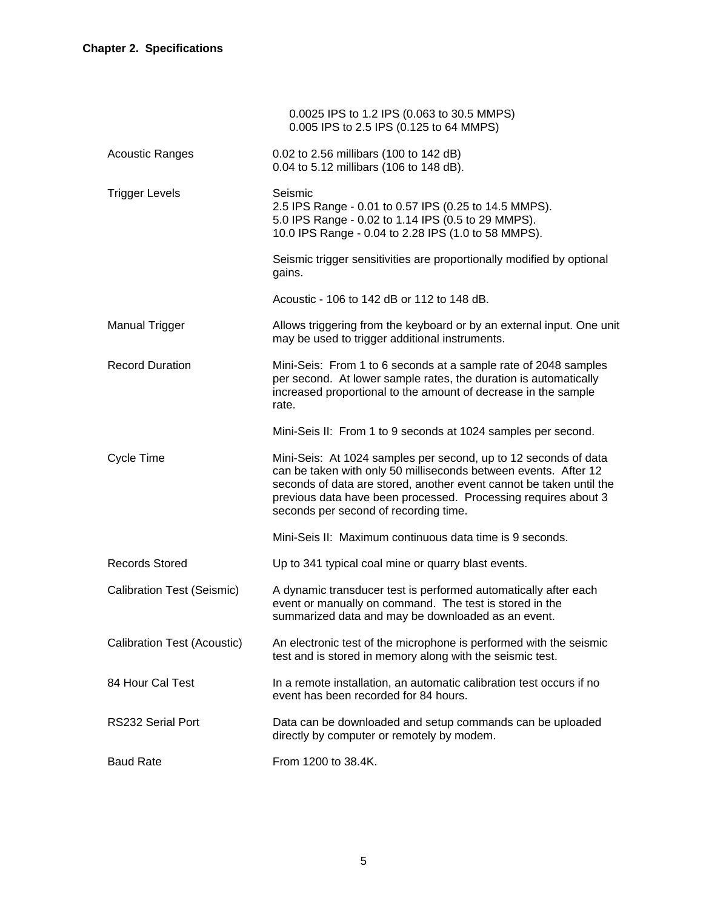| | |
|---|---|
| | 0.0025 IPS to 1.2 IPS (0.063 to 30.5 MMPS)<br>0.005 IPS to 2.5 IPS (0.125 to 64 MMPS) |
| Acoustic Ranges | 0.02 to 2.56 millibars (100 to 142 dB)<br>0.04 to 5.12 millibars (106 to 148 dB). |
| Trigger Levels | Seismic<br>2.5 IPS Range - 0.01 to 0.57 IPS (0.25 to 14.5 MMPS).<br>5.0 IPS Range - 0.02 to 1.14 IPS (0.5 to 29 MMPS).<br>10.0 IPS Range - 0.04 to 2.28 IPS (1.0 to 58 MMPS).<br><br>Seismic trigger sensitivities are proportionally modified by optional gains.<br><br>Acoustic - 106 to 142 dB or 112 to 148 dB. |
| Manual Trigger | Allows triggering from the keyboard or by an external input. One unit may be used to trigger additional instruments. |
| Record Duration | Mini-Seis: From 1 to 6 seconds at a sample rate of 2048 samples per second. At lower sample rates, the duration is automatically increased proportional to the amount of decrease in the sample rate.<br><br>Mini-Seis II: From 1 to 9 seconds at 1024 samples per second. |
| Cycle Time | Mini-Seis: At 1024 samples per second, up to 12 seconds of data can be taken with only 50 milliseconds between events. After 12 seconds of data are stored, another event cannot be taken until the previous data have been processed. Processing requires about 3 seconds per second of recording time.<br><br>Mini-Seis II: Maximum continuous data time is 9 seconds. |
| Records Stored | Up to 341 typical coal mine or quarry blast events. |
| Calibration Test (Seismic) | A dynamic transducer test is performed automatically after each event or manually on command. The test is stored in the summarized data and may be downloaded as an event. |
| Calibration Test (Acoustic) | An electronic test of the microphone is performed with the seismic test and is stored in memory along with the seismic test. |
| 84 Hour Cal Test | In a remote installation, an automatic calibration test occurs if no event has been recorded for 84 hours. |
| RS232 Serial Port | Data can be downloaded and setup commands can be uploaded directly by computer or remotely by modem. |
| Baud Rate | From 1200 to 38.4K. |